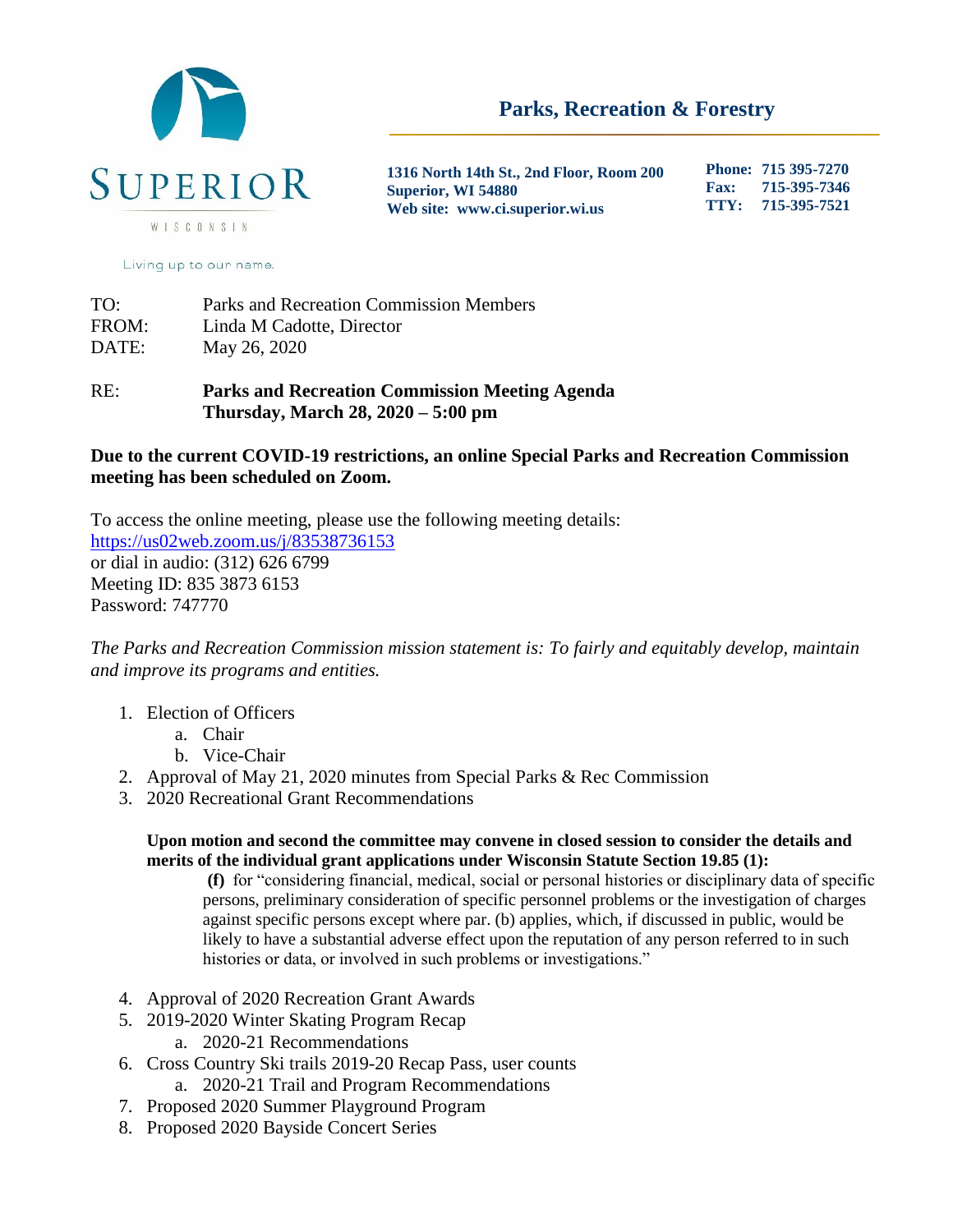SUPERIOR

WISCONSIN

Living up to our name.

## Parks, Recreation & Forestry

**1316 North 14th St., 2nd Floor, Room 200**
**Superior, WI 54880**
**Web site: www.ci.superior.wi.us**

**Phone: 715 395-7270**
**Fax: 715-395-7346**
**TTY: 715-395-7521**

TO: Parks and Recreation Commission Members
FROM: Linda M Cadotte, Director
DATE: May 26, 2020

RE: **Parks and Recreation Commission Meeting Agenda**
**Thursday, March 28, 2020 – 5:00 pm**

**Due to the current COVID-19 restrictions, an online Special Parks and Recreation Commission meeting has been scheduled on Zoom.**

To access the online meeting, please use the following meeting details:
https://us02web.zoom.us/j/83538736153
or dial in audio: (312) 626 6799
Meeting ID: 835 3873 6153
Password: 747770

*The Parks and Recreation Commission mission statement is: To fairly and equitably develop, maintain and improve its programs and entities.*

1. Election of Officers
   a. Chair
   b. Vice-Chair
2. Approval of May 21, 2020 minutes from Special Parks & Rec Commission
3. 2020 Recreational Grant Recommendations

   **Upon motion and second the committee may convene in closed session to consider the details and merits of the individual grant applications under Wisconsin Statute Section 19.85 (1):**

   **(f)** for "considering financial, medical, social or personal histories or disciplinary data of specific persons, preliminary consideration of specific personnel problems or the investigation of charges against specific persons except where par. (b) applies, which, if discussed in public, would be likely to have a substantial adverse effect upon the reputation of any person referred to in such histories or data, or involved in such problems or investigations."

4. Approval of 2020 Recreation Grant Awards
5. 2019-2020 Winter Skating Program Recap
   a. 2020-21 Recommendations
6. Cross Country Ski trails 2019-20 Recap Pass, user counts
   a. 2020-21 Trail and Program Recommendations
7. Proposed 2020 Summer Playground Program
8. Proposed 2020 Bayside Concert Series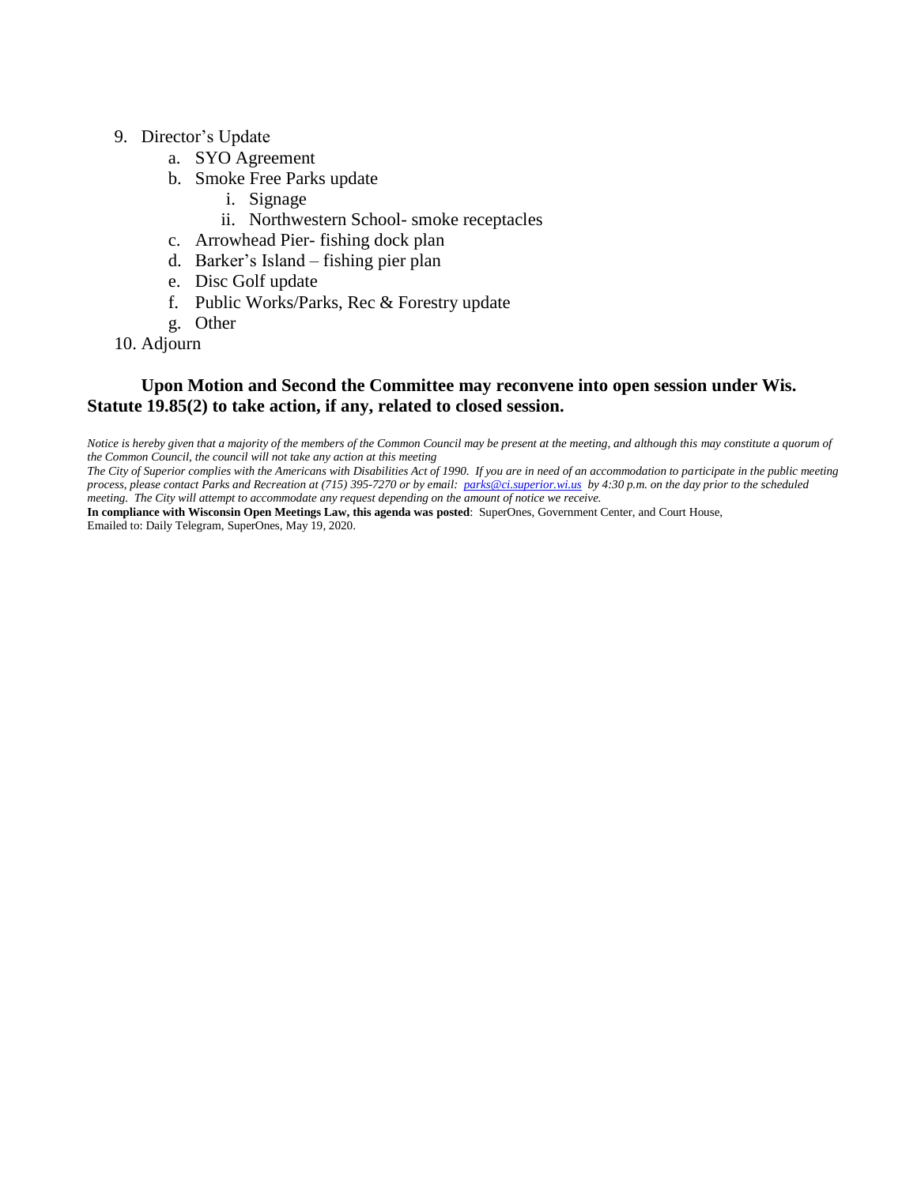9. Director's Update
    a. SYO Agreement
    b. Smoke Free Parks update
        i. Signage
        ii. Northwestern School- smoke receptacles
    c. Arrowhead Pier- fishing dock plan
    d. Barker's Island – fishing pier plan
    e. Disc Golf update
    f. Public Works/Parks, Rec & Forestry update
    g. Other
10. Adjourn

**Upon Motion and Second the Committee may reconvene into open session under Wis. Statute 19.85(2) to take action, if any, related to closed session.**

*Notice is hereby given that a majority of the members of the Common Council may be present at the meeting, and although this may constitute a quorum of the Common Council, the council will not take any action at this meeting*

*The City of Superior complies with the Americans with Disabilities Act of 1990. If you are in need of an accommodation to participate in the public meeting process, please contact Parks and Recreation at (715) 395-7270 or by email: parks@ci.superior.wi.us by 4:30 p.m. on the day prior to the scheduled meeting. The City will attempt to accommodate any request depending on the amount of notice we receive.*

**In compliance with Wisconsin Open Meetings Law, this agenda was posted**: SuperOnes, Government Center, and Court House,
Emailed to: Daily Telegram, SuperOnes, May 19, 2020.